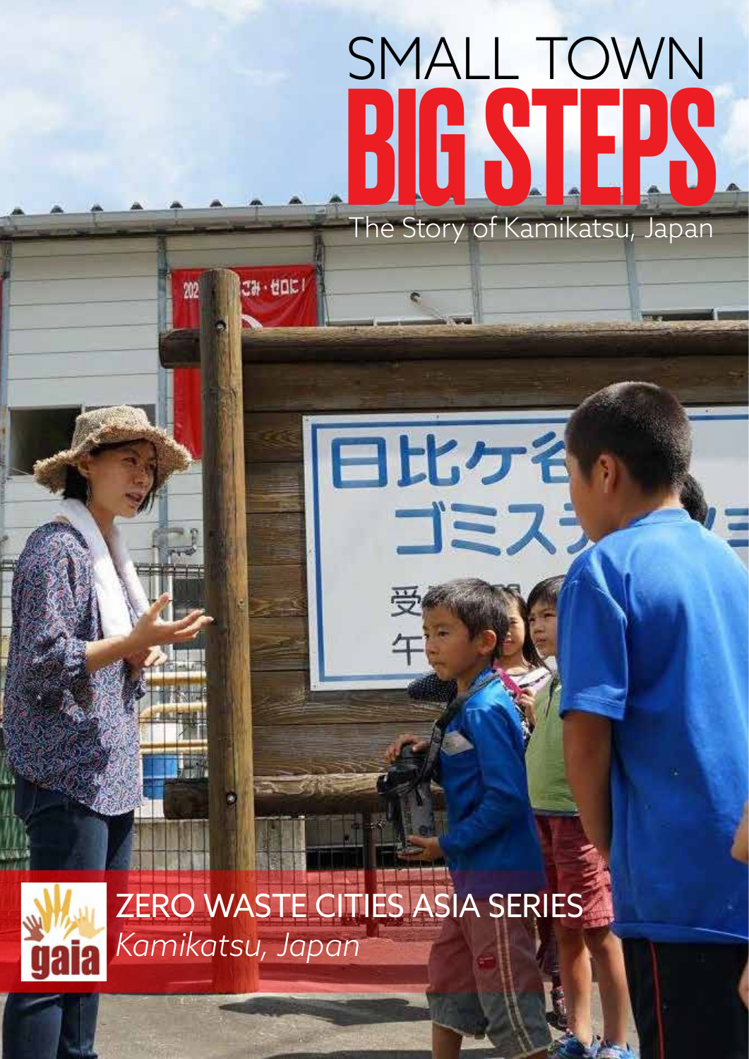# SMALL TOWN BIG STEPS

The Story of Kamikatsu, Japan

ZERO WASTE CITIES ASIA SERIES

*Kamikatsu, Japan*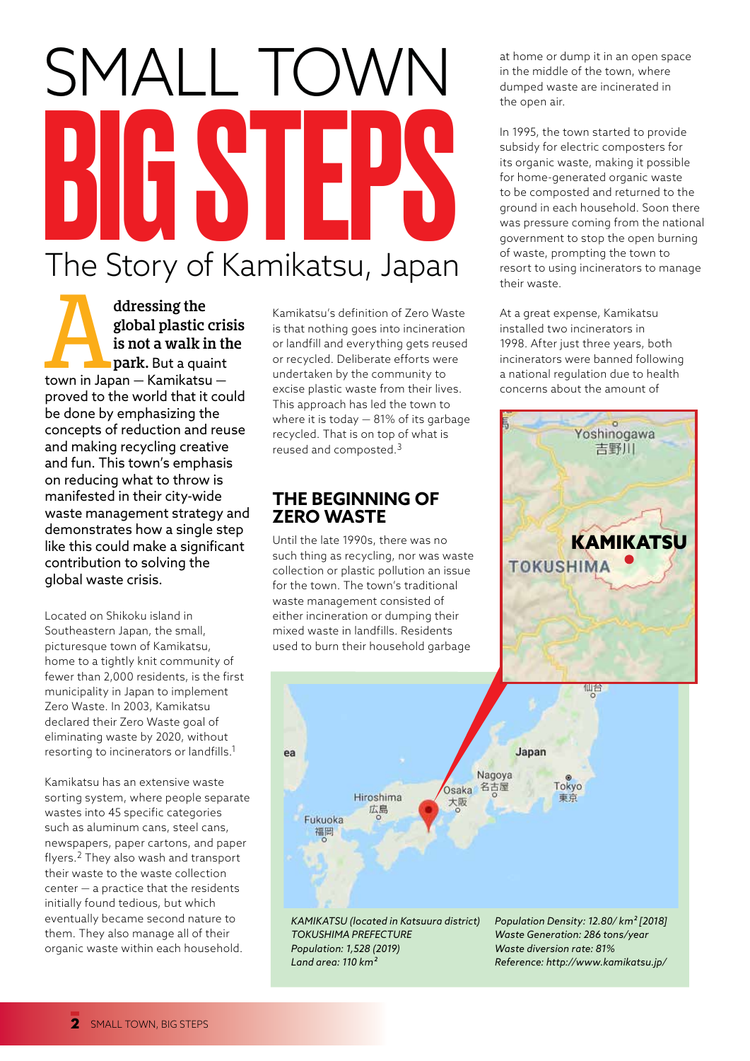# SMALL TOWN BIG STEPS

## The Story of Kamikatsu, Japan

**Addressing the global plastic crisis is not a walk in the park.** But a quaint town in Japan — Kamikatsu — proved to the world that it could be done by emphasizing the concepts of reduction and reuse and making recycling creative and fun. This town's emphasis on reducing what to throw is manifested in their city-wide waste management strategy and demonstrates how a single step like this could make a significant contribution to solving the global waste crisis.

Located on Shikoku island in Southeastern Japan, the small, picturesque town of Kamikatsu, home to a tightly knit community of fewer than 2,000 residents, is the first municipality in Japan to implement Zero Waste. In 2003, Kamikatsu declared their Zero Waste goal of eliminating waste by 2020, without resorting to incinerators or landfills.[1]

Kamikatsu has an extensive waste sorting system, where people separate wastes into 45 specific categories such as aluminum cans, steel cans, newspapers, paper cartons, and paper flyers.[2] They also wash and transport their waste to the waste collection center — a practice that the residents initially found tedious, but which eventually became second nature to them. They also manage all of their organic waste within each household.

Kamikatsu's definition of Zero Waste is that nothing goes into incineration or landfill and everything gets reused or recycled. Deliberate efforts were undertaken by the community to excise plastic waste from their lives. This approach has led the town to where it is today — 81% of its garbage recycled. That is on top of what is reused and composted.[3]

## THE BEGINNING OF ZERO WASTE

Until the late 1990s, there was no such thing as recycling, nor was waste collection or plastic pollution an issue for the town. The town's traditional waste management consisted of either incineration or dumping their mixed waste in landfills. Residents used to burn their household garbage at home or dump it in an open space in the middle of the town, where dumped waste are incinerated in the open air.

In 1995, the town started to provide subsidy for electric composters for its organic waste, making it possible for home-generated organic waste to be composted and returned to the ground in each household. Soon there was pressure coming from the national government to stop the open burning of waste, prompting the town to resort to using incinerators to manage their waste.

At a great expense, Kamikatsu installed two incinerators in 1998. After just three years, both incinerators were banned following a national regulation due to health concerns about the amount of

*KAMIKATSU (located in Katsuura district)*
*TOKUSHIMA PREFECTURE*
*Population: 1,528 (2019)*
*Land area: 110 km²*

*Population Density: 12.80/ km² [2018]*
*Waste Generation: 286 tons/year*
*Waste diversion rate: 81%*
*Reference: http://www.kamikatsu.jp/*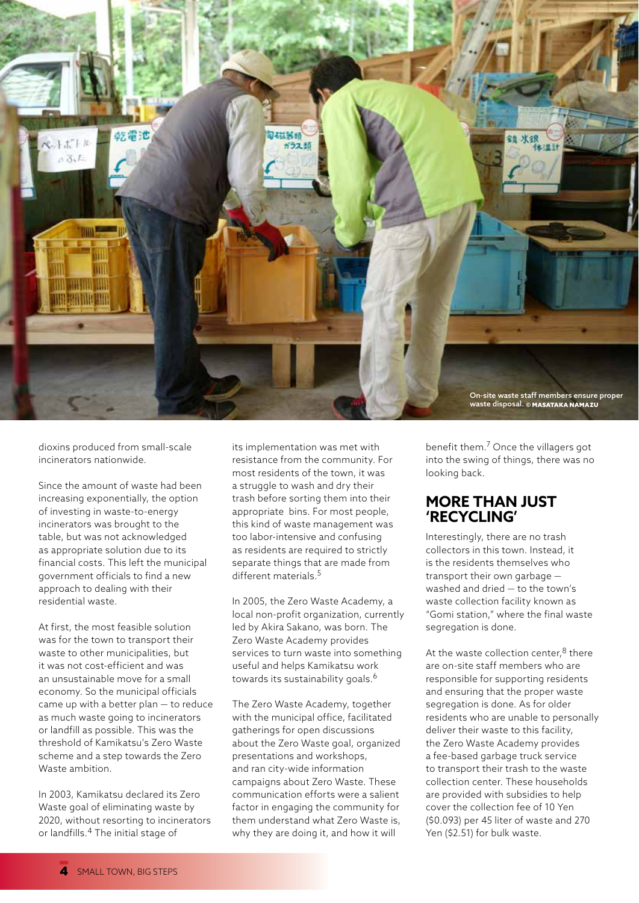On-site waste staff members ensure proper waste disposal. © MASATAKA NAMAZU

dioxins produced from small-scale incinerators nationwide.

Since the amount of waste had been increasing exponentially, the option of investing in waste-to-energy incinerators was brought to the table, but was not acknowledged as appropriate solution due to its financial costs. This left the municipal government officials to find a new approach to dealing with their residential waste.

At first, the most feasible solution was for the town to transport their waste to other municipalities, but it was not cost-efficient and was an unsustainable move for a small economy. So the municipal officials came up with a better plan — to reduce as much waste going to incinerators or landfill as possible. This was the threshold of Kamikatsu's Zero Waste scheme and a step towards the Zero Waste ambition.

In 2003, Kamikatsu declared its Zero Waste goal of eliminating waste by 2020, without resorting to incinerators or landfills.[4] The initial stage of its implementation was met with resistance from the community. For most residents of the town, it was a struggle to wash and dry their trash before sorting them into their appropriate bins. For most people, this kind of waste management was too labor-intensive and confusing as residents are required to strictly separate things that are made from different materials.[5]

In 2005, the Zero Waste Academy, a local non-profit organization, currently led by Akira Sakano, was born. The Zero Waste Academy provides services to turn waste into something useful and helps Kamikatsu work towards its sustainability goals.[6]

The Zero Waste Academy, together with the municipal office, facilitated gatherings for open discussions about the Zero Waste goal, organized presentations and workshops, and ran city-wide information campaigns about Zero Waste. These communication efforts were a salient factor in engaging the community for them understand what Zero Waste is, why they are doing it, and how it will benefit them.[7] Once the villagers got into the swing of things, there was no looking back.

## MORE THAN JUST 'RECYCLING'

Interestingly, there are no trash collectors in this town. Instead, it is the residents themselves who transport their own garbage — washed and dried — to the town's waste collection facility known as "Gomi station," where the final waste segregation is done.

At the waste collection center,[8] there are on-site staff members who are responsible for supporting residents and ensuring that the proper waste segregation is done. As for older residents who are unable to personally deliver their waste to this facility, the Zero Waste Academy provides a fee-based garbage truck service to transport their trash to the waste collection center. These households are provided with subsidies to help cover the collection fee of 10 Yen ($0.093) per 45 liter of waste and 270 Yen ($2.51) for bulk waste.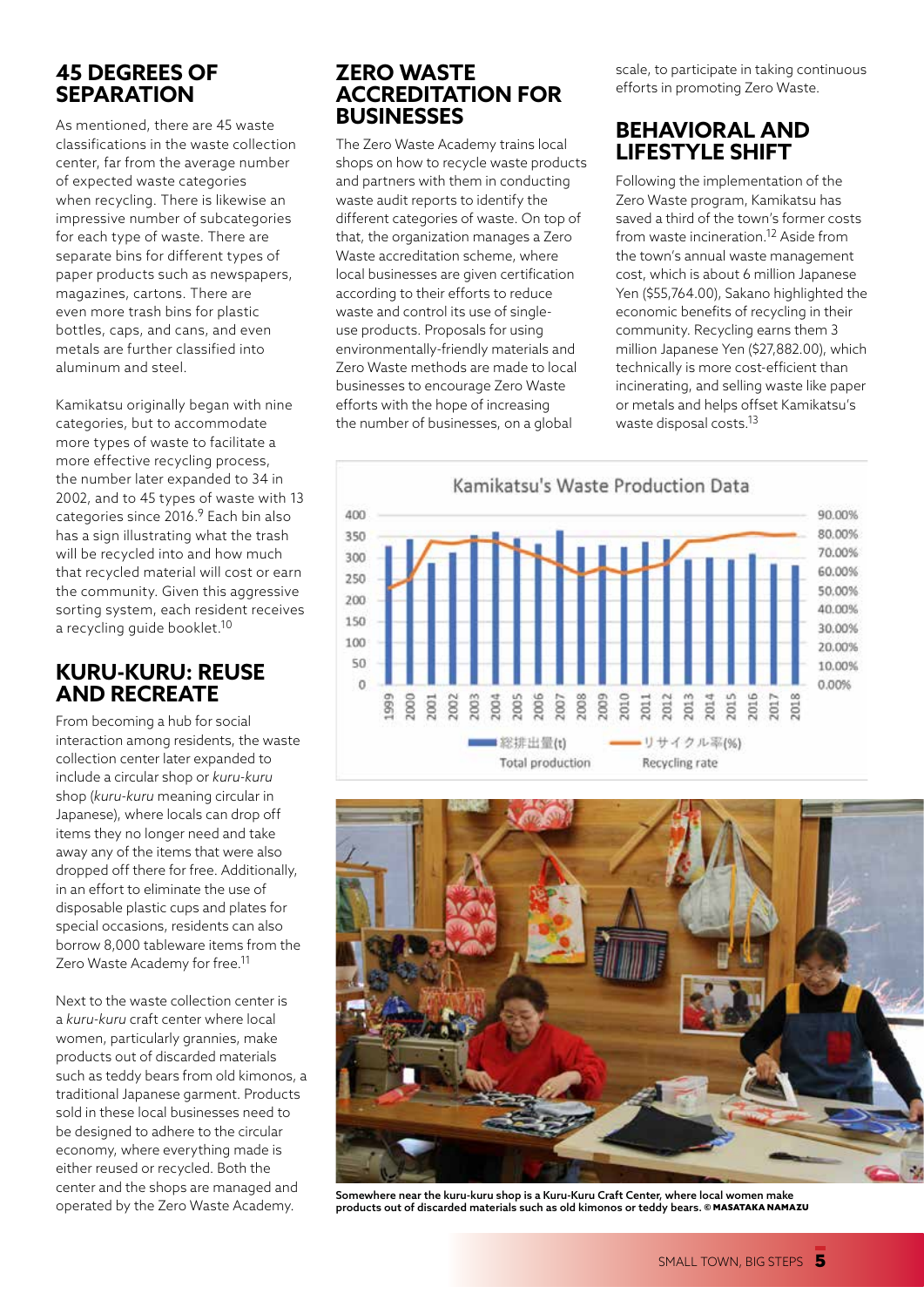## 45 DEGREES OF SEPARATION

As mentioned, there are 45 waste classifications in the waste collection center, far from the average number of expected waste categories when recycling. There is likewise an impressive number of subcategories for each type of waste. There are separate bins for different types of paper products such as newspapers, magazines, cartons. There are even more trash bins for plastic bottles, caps, and cans, and even metals are further classified into aluminum and steel.

Kamikatsu originally began with nine categories, but to accommodate more types of waste to facilitate a more effective recycling process, the number later expanded to 34 in 2002, and to 45 types of waste with 13 categories since 2016.[9] Each bin also has a sign illustrating what the trash will be recycled into and how much that recycled material will cost or earn the community. Given this aggressive sorting system, each resident receives a recycling guide booklet.[10]

## KURU-KURU: REUSE AND RECREATE

From becoming a hub for social interaction among residents, the waste collection center later expanded to include a circular shop or *kuru-kuru* shop (*kuru-kuru* meaning circular in Japanese), where locals can drop off items they no longer need and take away any of the items that were also dropped off there for free. Additionally, in an effort to eliminate the use of disposable plastic cups and plates for special occasions, residents can also borrow 8,000 tableware items from the Zero Waste Academy for free.[11]

Next to the waste collection center is a *kuru-kuru* craft center where local women, particularly grannies, make products out of discarded materials such as teddy bears from old kimonos, a traditional Japanese garment. Products sold in these local businesses need to be designed to adhere to the circular economy, where everything made is either reused or recycled. Both the center and the shops are managed and operated by the Zero Waste Academy.

## ZERO WASTE ACCREDITATION FOR BUSINESSES

The Zero Waste Academy trains local shops on how to recycle waste products and partners with them in conducting waste audit reports to identify the different categories of waste. On top of that, the organization manages a Zero Waste accreditation scheme, where local businesses are given certification according to their efforts to reduce waste and control its use of single-use products. Proposals for using environmentally-friendly materials and Zero Waste methods are made to local businesses to encourage Zero Waste efforts with the hope of increasing the number of businesses, on a global scale, to participate in taking continuous efforts in promoting Zero Waste.

## BEHAVIORAL AND LIFESTYLE SHIFT

Following the implementation of the Zero Waste program, Kamikatsu has saved a third of the town's former costs from waste incineration.[12] Aside from the town's annual waste management cost, which is about 6 million Japanese Yen ($55,764.00), Sakano highlighted the economic benefits of recycling in their community. Recycling earns them 3 million Japanese Yen ($27,882.00), which technically is more cost-efficient than incinerating, and selling waste like paper or metals and helps offset Kamikatsu's waste disposal costs.[13]

Kamikatsu's Waste Production Data

総排出量(t) Total production — リサイクル率(%) Recycling rate

Somewhere near the kuru-kuru shop is a Kuru-Kuru Craft Center, where local women make products out of discarded materials such as old kimonos or teddy bears. © MASATAKA NAMAZU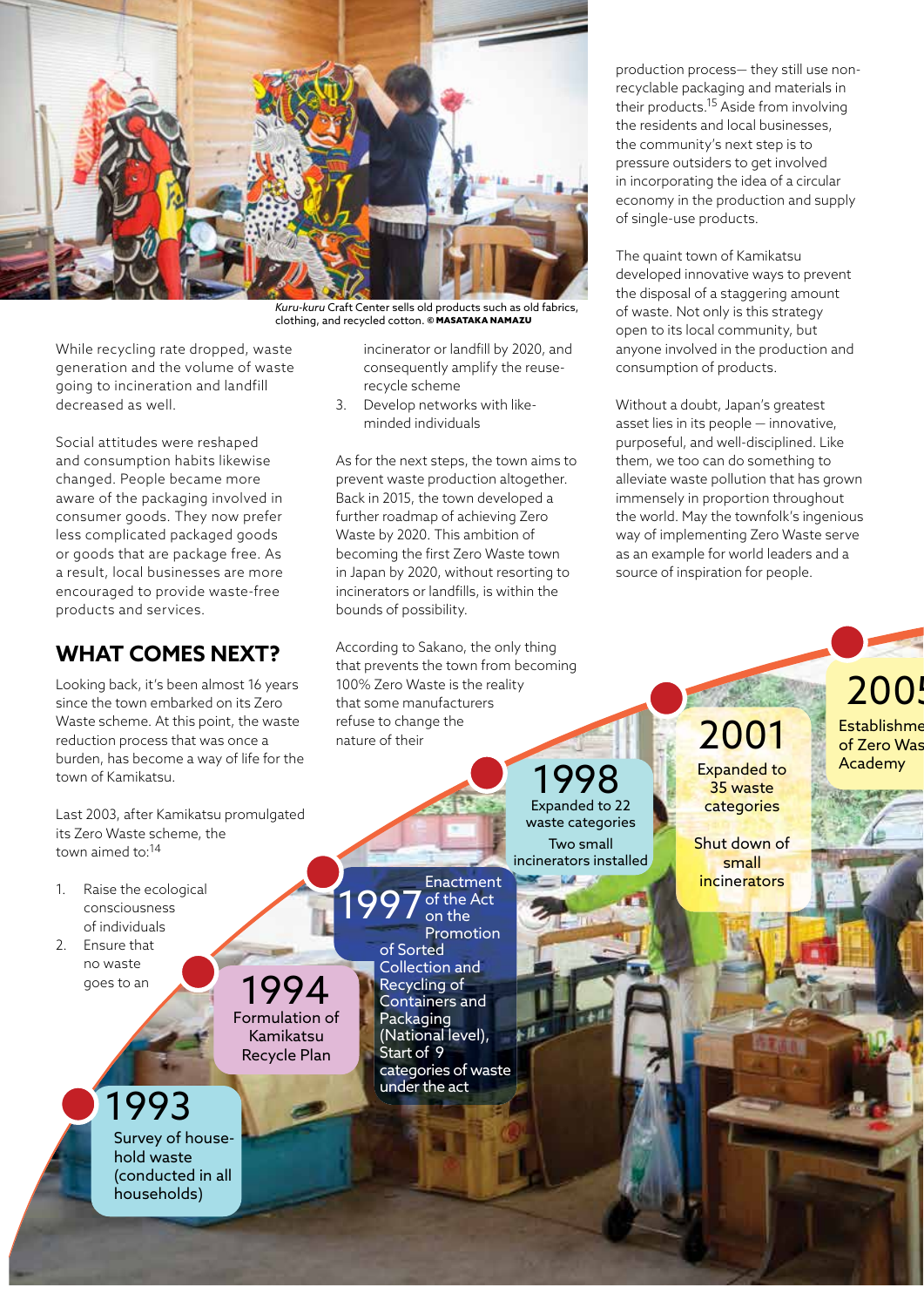*Kuru-kuru* Craft Center sells old products such as old fabrics, clothing, and recycled cotton. © **MASATAKA NAMAZU**

While recycling rate dropped, waste generation and the volume of waste going to incineration and landfill decreased as well.

Social attitudes were reshaped and consumption habits likewise changed. People became more aware of the packaging involved in consumer goods. They now prefer less complicated packaged goods or goods that are package free. As a result, local businesses are more encouraged to provide waste-free products and services.

## WHAT COMES NEXT?

Looking back, it's been almost 16 years since the town embarked on its Zero Waste scheme. At this point, the waste reduction process that was once a burden, has become a way of life for the town of Kamikatsu.

Last 2003, after Kamikatsu promulgated its Zero Waste scheme, the town aimed to:[14]

1. Raise the ecological consciousness of individuals
2. Ensure that no waste goes to an incinerator or landfill by 2020, and consequently amplify the reuse-recycle scheme
3. Develop networks with like-minded individuals

As for the next steps, the town aims to prevent waste production altogether. Back in 2015, the town developed a further roadmap of achieving Zero Waste by 2020. This ambition of becoming the first Zero Waste town in Japan by 2020, without resorting to incinerators or landfills, is within the bounds of possibility.

According to Sakano, the only thing that prevents the town from becoming 100% Zero Waste is the reality that some manufacturers refuse to change the nature of their production process— they still use non-recyclable packaging and materials in their products.[15] Aside from involving the residents and local businesses, the community's next step is to pressure outsiders to get involved in incorporating the idea of a circular economy in the production and supply of single-use products.

The quaint town of Kamikatsu developed innovative ways to prevent the disposal of a staggering amount of waste. Not only is this strategy open to its local community, but anyone involved in the production and consumption of products.

Without a doubt, Japan's greatest asset lies in its people — innovative, purposeful, and well-disciplined. Like them, we too can do something to alleviate waste pollution that has grown immensely in proportion throughout the world. May the townfolk's ingenious way of implementing Zero Waste serve as an example for world leaders and a source of inspiration for people.

**1993** Survey of household waste (conducted in all households)

**1994** Formulation of Kamikatsu Recycle Plan

**1997** Enactment of the Act on the Promotion of Sorted Collection and Recycling of Containers and Packaging (National level), Start of 9 categories of waste under the act

**1998** Expanded to 22 waste categories. Two small incinerators installed

**2001** Expanded to 35 waste categories. Shut down of small incinerators

**2005** Establishment of Zero Waste Academy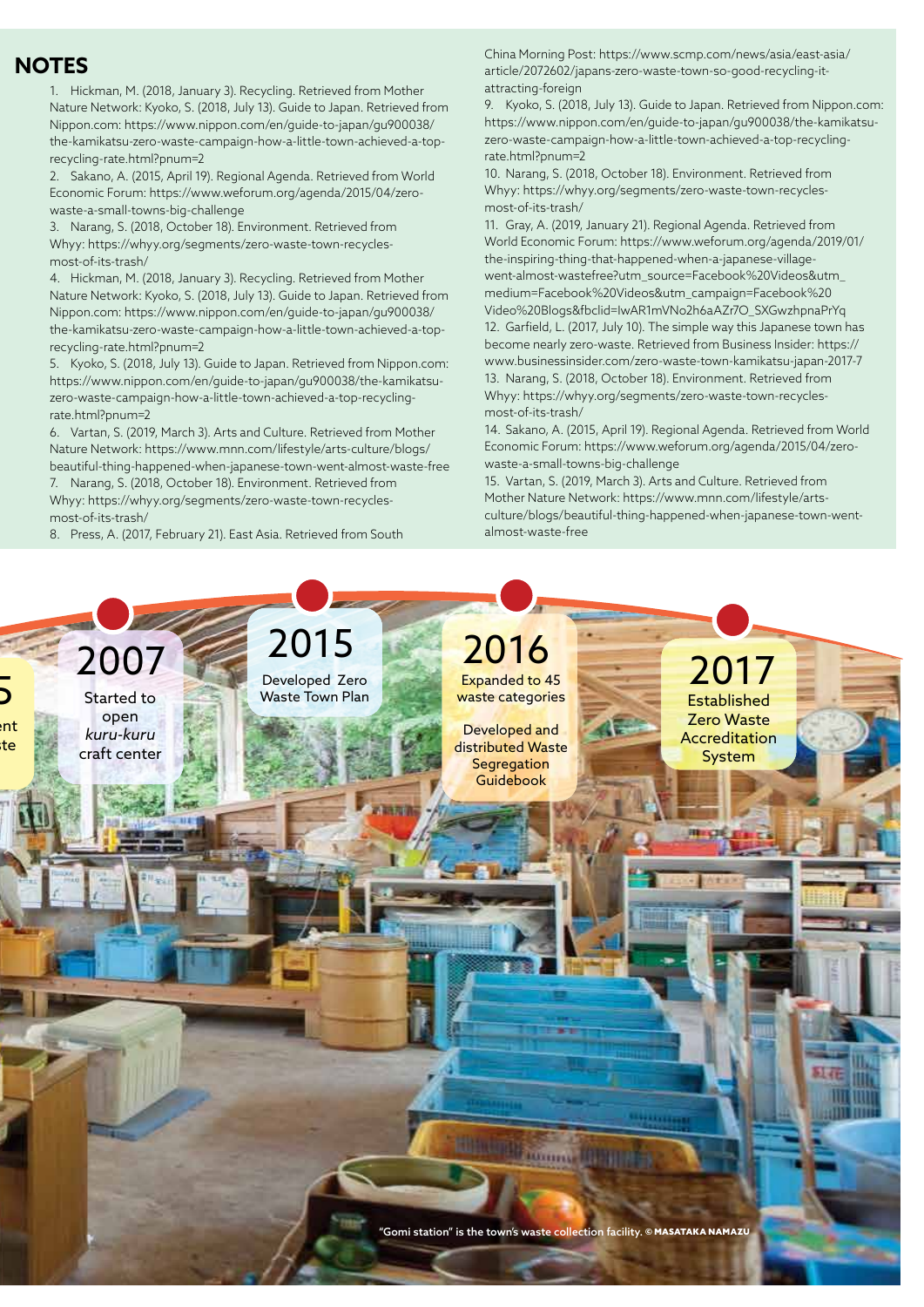## NOTES

1. Hickman, M. (2018, January 3). Recycling. Retrieved from Mother Nature Network: Kyoko, S. (2018, July 13). Guide to Japan. Retrieved from Nippon.com: https://www.nippon.com/en/guide-to-japan/gu900038/the-kamikatsu-zero-waste-campaign-how-a-little-town-achieved-a-top-recycling-rate.html?pnum=2
2. Sakano, A. (2015, April 19). Regional Agenda. Retrieved from World Economic Forum: https://www.weforum.org/agenda/2015/04/zero-waste-a-small-towns-big-challenge
3. Narang, S. (2018, October 18). Environment. Retrieved from Whyy: https://whyy.org/segments/zero-waste-town-recycles-most-of-its-trash/
4. Hickman, M. (2018, January 3). Recycling. Retrieved from Mother Nature Network: Kyoko, S. (2018, July 13). Guide to Japan. Retrieved from Nippon.com: https://www.nippon.com/en/guide-to-japan/gu900038/the-kamikatsu-zero-waste-campaign-how-a-little-town-achieved-a-top-recycling-rate.html?pnum=2
5. Kyoko, S. (2018, July 13). Guide to Japan. Retrieved from Nippon.com: https://www.nippon.com/en/guide-to-japan/gu900038/the-kamikatsu-zero-waste-campaign-how-a-little-town-achieved-a-top-recycling-rate.html?pnum=2
6. Vartan, S. (2019, March 3). Arts and Culture. Retrieved from Mother Nature Network: https://www.mnn.com/lifestyle/arts-culture/blogs/beautiful-thing-happened-when-japanese-town-went-almost-waste-free
7. Narang, S. (2018, October 18). Environment. Retrieved from Whyy: https://whyy.org/segments/zero-waste-town-recycles-most-of-its-trash/
8. Press, A. (2017, February 21). East Asia. Retrieved from South China Morning Post: https://www.scmp.com/news/asia/east-asia/article/2072602/japans-zero-waste-town-so-good-recycling-it-attracting-foreign
9. Kyoko, S. (2018, July 13). Guide to Japan. Retrieved from Nippon.com: https://www.nippon.com/en/guide-to-japan/gu900038/the-kamikatsu-zero-waste-campaign-how-a-little-town-achieved-a-top-recycling-rate.html?pnum=2
10. Narang, S. (2018, October 18). Environment. Retrieved from Whyy: https://whyy.org/segments/zero-waste-town-recycles-most-of-its-trash/
11. Gray, A. (2019, January 21). Regional Agenda. Retrieved from World Economic Forum: https://www.weforum.org/agenda/2019/01/the-inspiring-thing-that-happened-when-a-japanese-village-went-almost-wastefree?utm_source=Facebook%20Videos&utm_medium=Facebook%20Videos&utm_campaign=Facebook%20Video%20Blogs&fbclid=IwAR1mVNo2h6aAZr7O_SXGwzhpnaPrYq
12. Garfield, L. (2017, July 10). The simple way this Japanese town has become nearly zero-waste. Retrieved from Business Insider: https://www.businessinsider.com/zero-waste-town-kamikatsu-japan-2017-7
13. Narang, S. (2018, October 18). Environment. Retrieved from Whyy: https://whyy.org/segments/zero-waste-town-recycles-most-of-its-trash/
14. Sakano, A. (2015, April 19). Regional Agenda. Retrieved from World Economic Forum: https://www.weforum.org/agenda/2015/04/zero-waste-a-small-towns-big-challenge
15. Vartan, S. (2019, March 3). Arts and Culture. Retrieved from Mother Nature Network: https://www.mnn.com/lifestyle/arts-culture/blogs/beautiful-thing-happened-when-japanese-town-went-almost-waste-free

**2007** — Started to open *kuru-kuru* craft center

**2015** — Developed Zero Waste Town Plan

**2016** — Expanded to 45 waste categories. Developed and distributed Waste Segregation Guidebook

**2017** — Established Zero Waste Accreditation System

"Gomi station" is the town's waste collection facility. © **MASATAKA NAMAZU**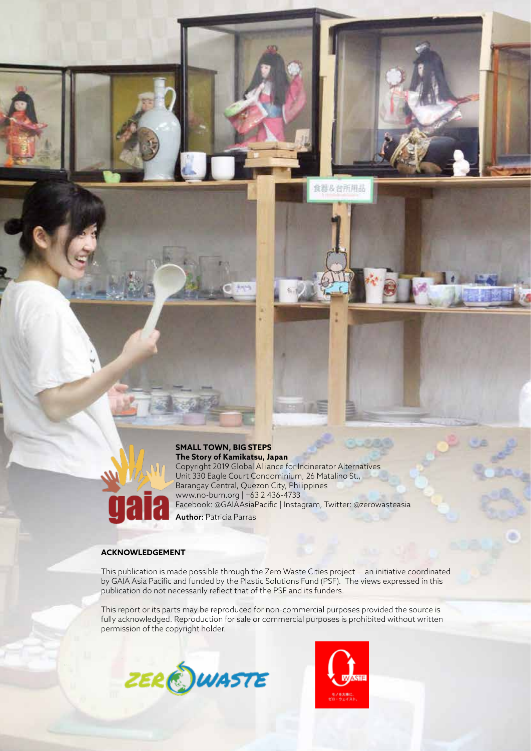**SMALL TOWN, BIG STEPS**
**The Story of Kamikatsu, Japan**
Copyright 2019 Global Alliance for Incinerator Alternatives
Unit 330 Eagle Court Condominium, 26 Matalino St.,
Barangay Central, Quezon City, Philippines
www.no-burn.org | +63 2 436-4733
Facebook: @GAIAAsiaPacific | Instagram, Twitter: @zerowasteasia

**Author:** Patricia Parras

**ACKNOWLEDGEMENT**

This publication is made possible through the Zero Waste Cities project — an initiative coordinated by GAIA Asia Pacific and funded by the Plastic Solutions Fund (PSF). The views expressed in this publication do not necessarily reflect that of the PSF and its funders.

This report or its parts may be reproduced for non-commercial purposes provided the source is fully acknowledged. Reproduction for sale or commercial purposes is prohibited without written permission of the copyright holder.